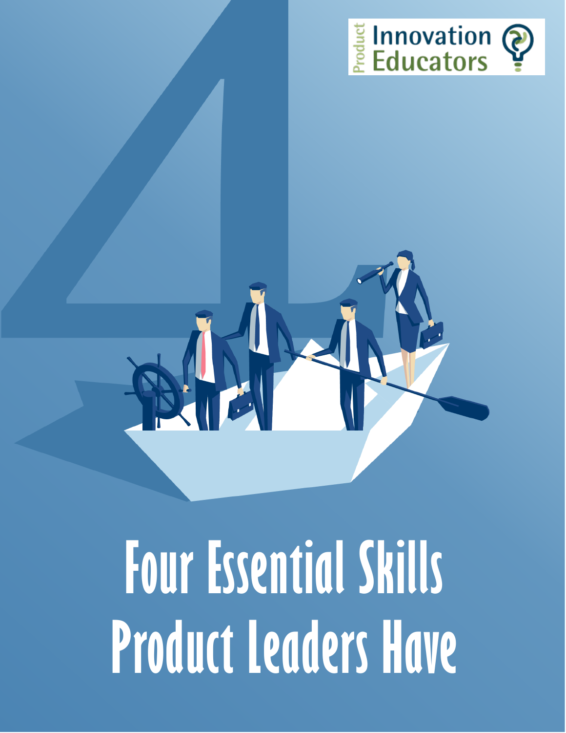Product Innovation Educators

# Four Essential Skills Product Leaders Have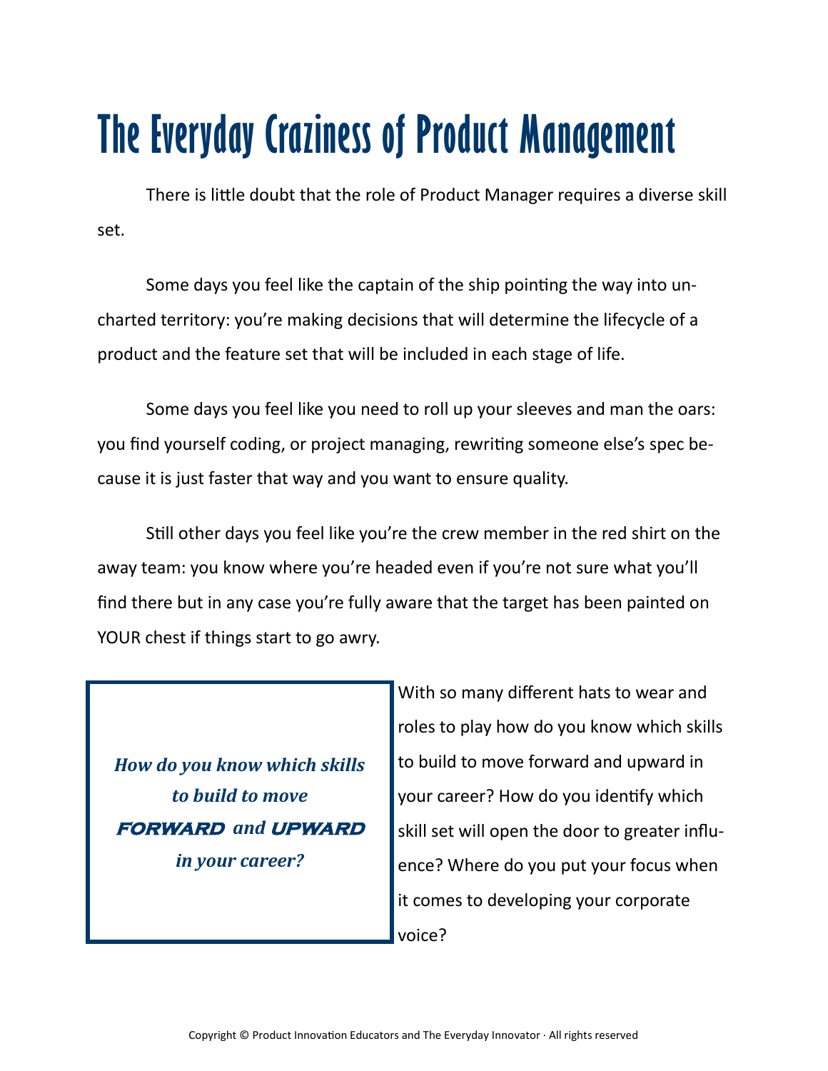# The Everyday Craziness of Product Management

There is little doubt that the role of Product Manager requires a diverse skill set.

Some days you feel like the captain of the ship pointing the way into uncharted territory: you're making decisions that will determine the lifecycle of a product and the feature set that will be included in each stage of life.

Some days you feel like you need to roll up your sleeves and man the oars: you find yourself coding, or project managing, rewriting someone else's spec because it is just faster that way and you want to ensure quality.

Still other days you feel like you're the crew member in the red shirt on the away team: you know where you're headed even if you're not sure what you'll find there but in any case you're fully aware that the target has been painted on YOUR chest if things start to go awry.

> ***How do you know which skills to build to move FORWARD and UPWARD in your career?***

With so many different hats to wear and roles to play how do you know which skills to build to move forward and upward in your career? How do you identify which skill set will open the door to greater influence? Where do you put your focus when it comes to developing your corporate voice?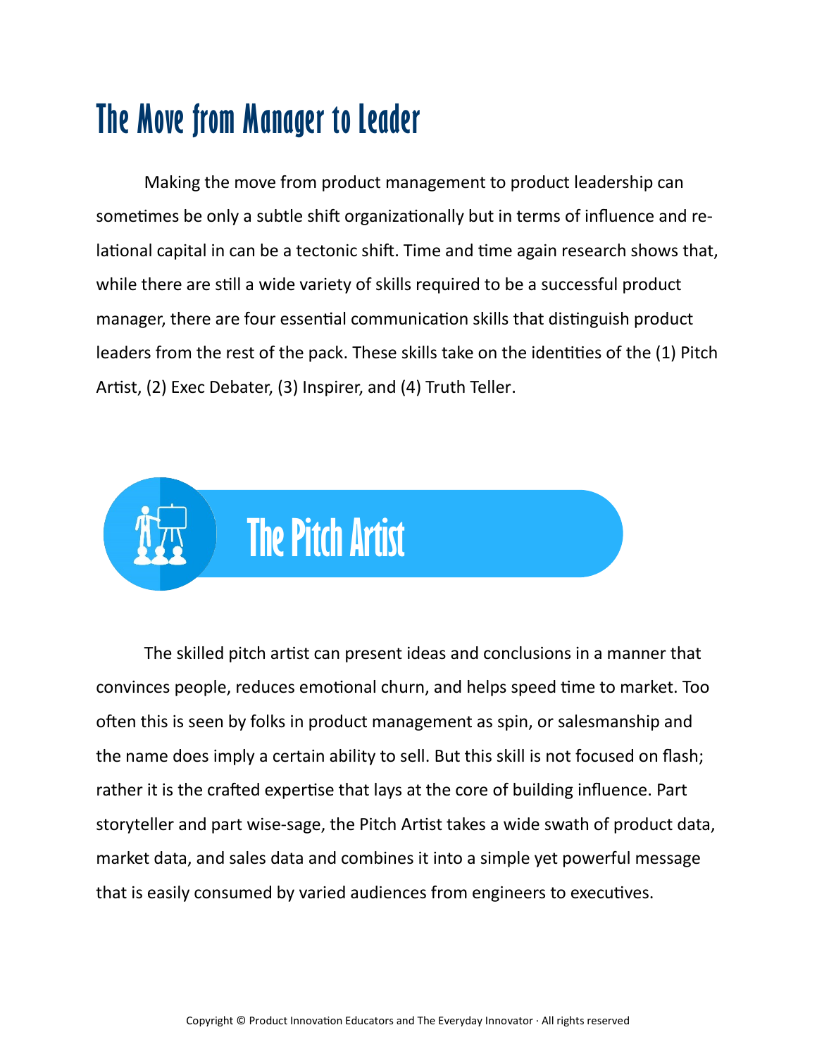# The Move from Manager to Leader

Making the move from product management to product leadership can sometimes be only a subtle shift organizationally but in terms of influence and relational capital in can be a tectonic shift. Time and time again research shows that, while there are still a wide variety of skills required to be a successful product manager, there are four essential communication skills that distinguish product leaders from the rest of the pack. These skills take on the identities of the (1) Pitch Artist, (2) Exec Debater, (3) Inspirer, and (4) Truth Teller.

## The Pitch Artist

The skilled pitch artist can present ideas and conclusions in a manner that convinces people, reduces emotional churn, and helps speed time to market. Too often this is seen by folks in product management as spin, or salesmanship and the name does imply a certain ability to sell. But this skill is not focused on flash; rather it is the crafted expertise that lays at the core of building influence. Part storyteller and part wise-sage, the Pitch Artist takes a wide swath of product data, market data, and sales data and combines it into a simple yet powerful message that is easily consumed by varied audiences from engineers to executives.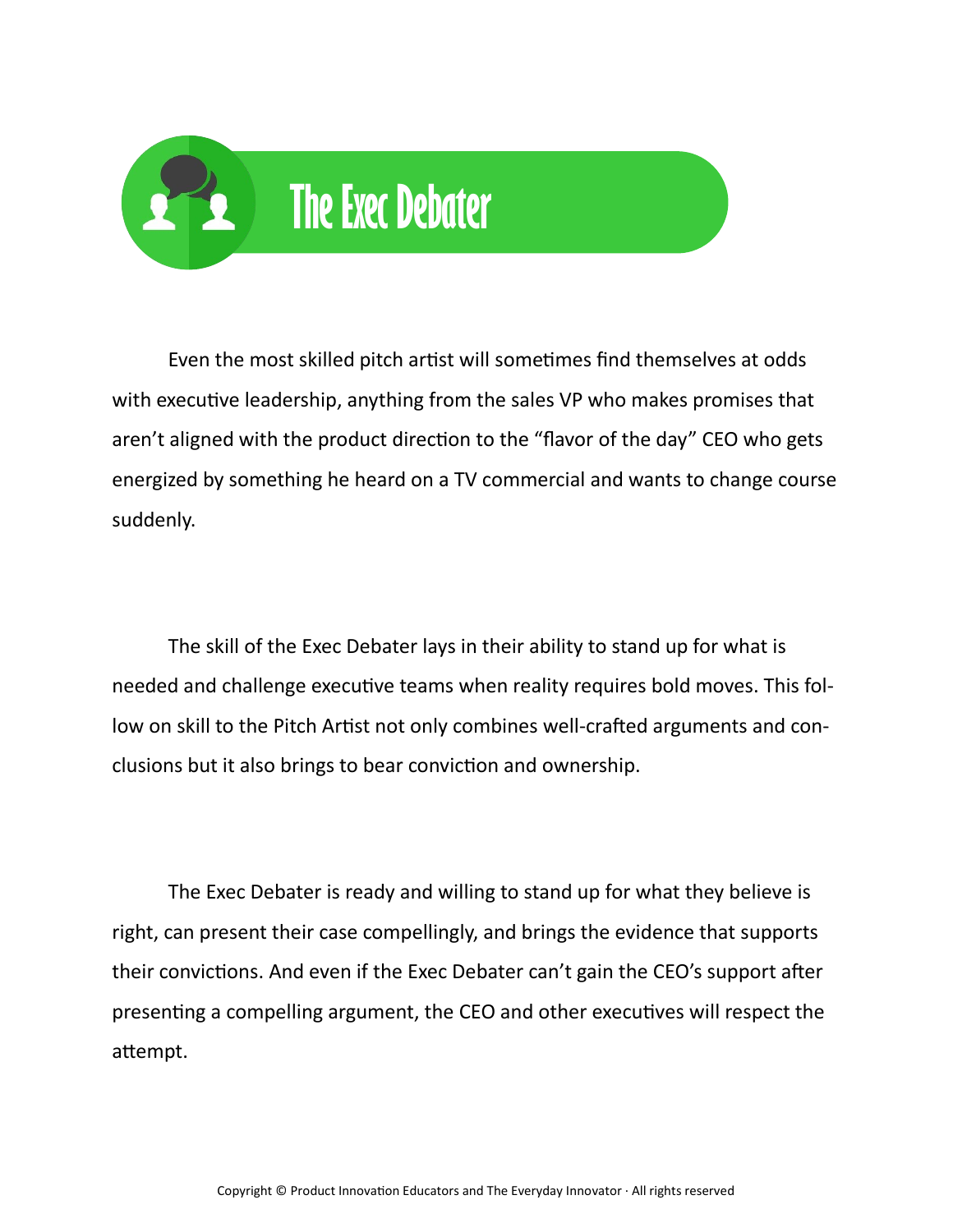# The Exec Debater

Even the most skilled pitch artist will sometimes find themselves at odds with executive leadership, anything from the sales VP who makes promises that aren't aligned with the product direction to the "flavor of the day" CEO who gets energized by something he heard on a TV commercial and wants to change course suddenly.

The skill of the Exec Debater lays in their ability to stand up for what is needed and challenge executive teams when reality requires bold moves. This follow on skill to the Pitch Artist not only combines well-crafted arguments and conclusions but it also brings to bear conviction and ownership.

The Exec Debater is ready and willing to stand up for what they believe is right, can present their case compellingly, and brings the evidence that supports their convictions. And even if the Exec Debater can't gain the CEO's support after presenting a compelling argument, the CEO and other executives will respect the attempt.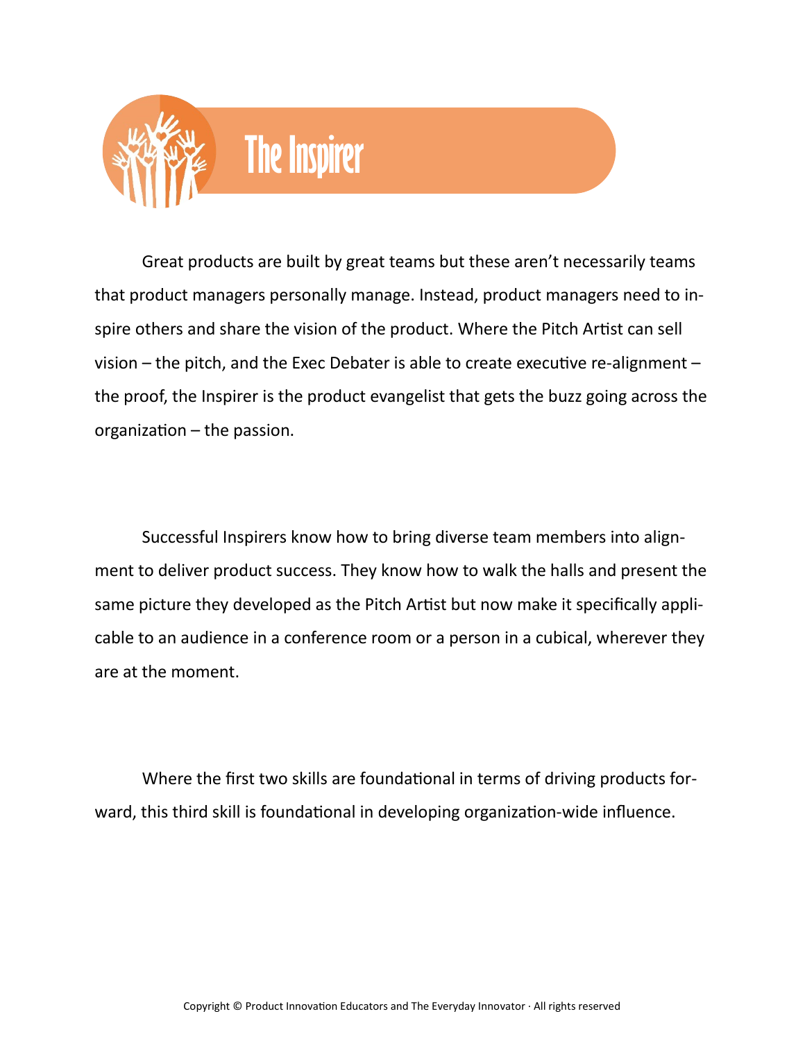# The Inspirer

Great products are built by great teams but these aren't necessarily teams that product managers personally manage. Instead, product managers need to inspire others and share the vision of the product. Where the Pitch Artist can sell vision – the pitch, and the Exec Debater is able to create executive re-alignment – the proof, the Inspirer is the product evangelist that gets the buzz going across the organization – the passion.

Successful Inspirers know how to bring diverse team members into alignment to deliver product success. They know how to walk the halls and present the same picture they developed as the Pitch Artist but now make it specifically applicable to an audience in a conference room or a person in a cubical, wherever they are at the moment.

Where the first two skills are foundational in terms of driving products forward, this third skill is foundational in developing organization-wide influence.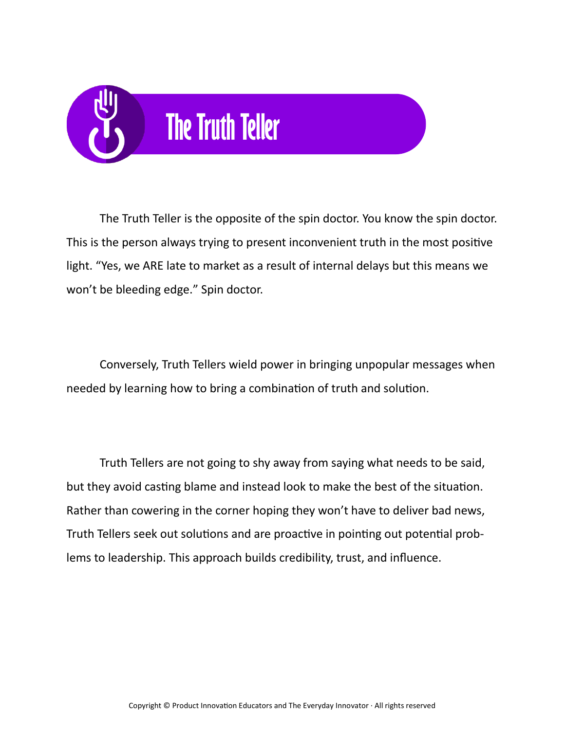# The Truth Teller

The Truth Teller is the opposite of the spin doctor. You know the spin doctor. This is the person always trying to present inconvenient truth in the most positive light. "Yes, we ARE late to market as a result of internal delays but this means we won't be bleeding edge." Spin doctor.

Conversely, Truth Tellers wield power in bringing unpopular messages when needed by learning how to bring a combination of truth and solution.

Truth Tellers are not going to shy away from saying what needs to be said, but they avoid casting blame and instead look to make the best of the situation. Rather than cowering in the corner hoping they won't have to deliver bad news, Truth Tellers seek out solutions and are proactive in pointing out potential problems to leadership. This approach builds credibility, trust, and influence.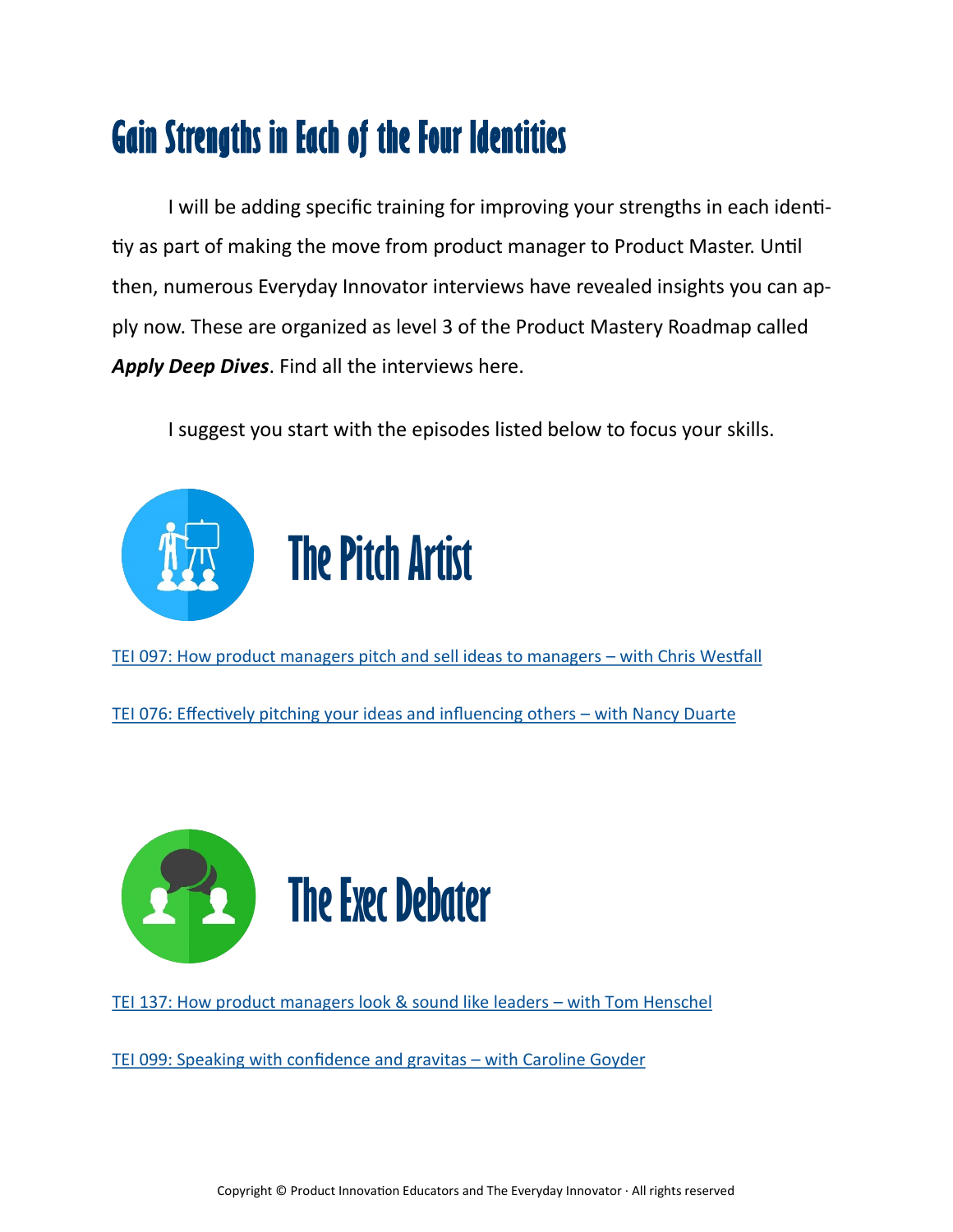# Gain Strengths in Each of the Four Identities

I will be adding specific training for improving your strengths in each identity as part of making the move from product manager to Product Master. Until then, numerous Everyday Innovator interviews have revealed insights you can apply now. These are organized as level 3 of the Product Mastery Roadmap called ***Apply Deep Dives***. Find all the interviews here.

I suggest you start with the episodes listed below to focus your skills.

## The Pitch Artist

TEI 097: How product managers pitch and sell ideas to managers – with Chris Westfall

TEI 076: Effectively pitching your ideas and influencing others – with Nancy Duarte

## The Exec Debater

TEI 137: How product managers look & sound like leaders – with Tom Henschel

TEI 099: Speaking with confidence and gravitas – with Caroline Goyder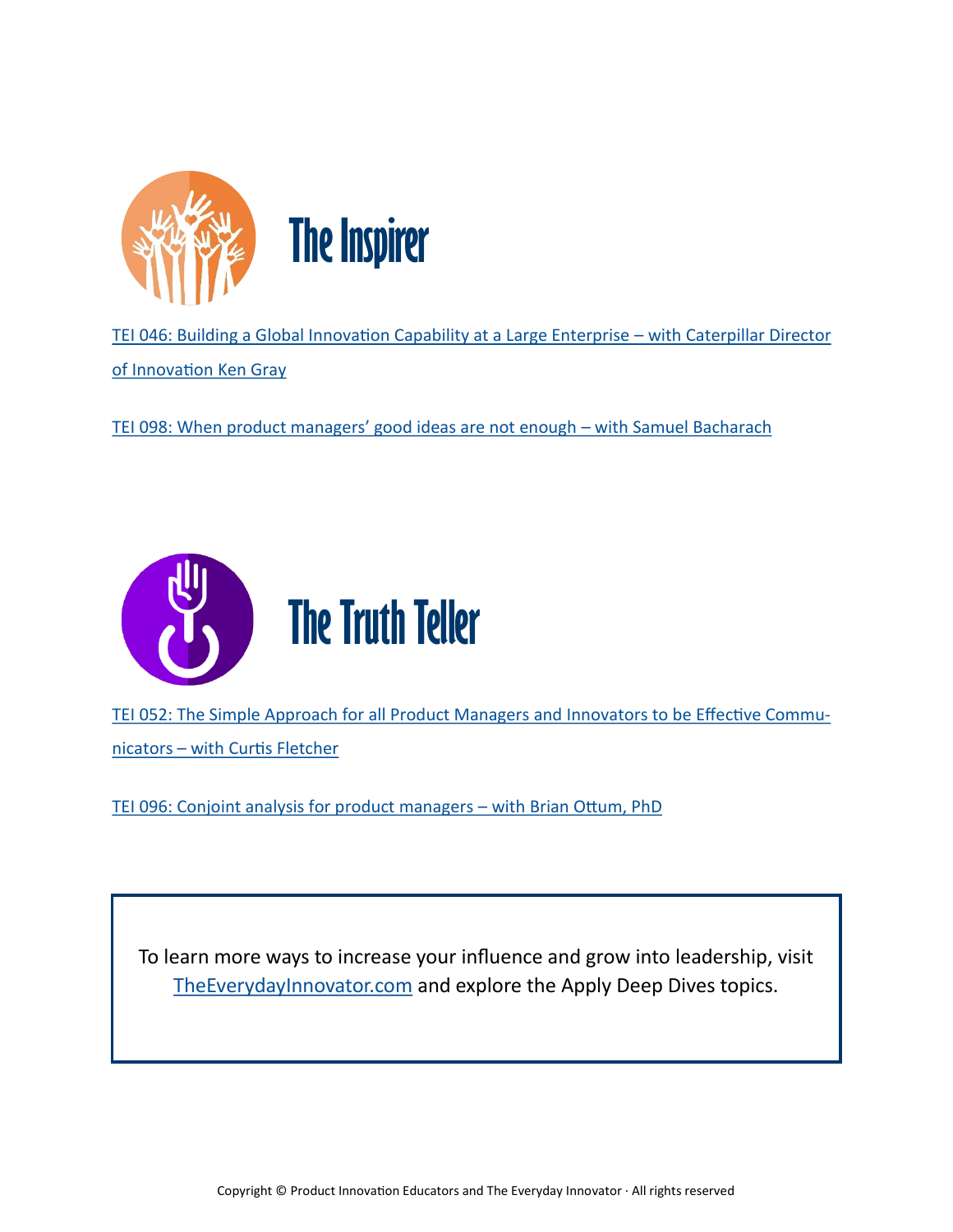## The Inspirer

TEI 046: Building a Global Innovation Capability at a Large Enterprise – with Caterpillar Director of Innovation Ken Gray

TEI 098: When product managers' good ideas are not enough – with Samuel Bacharach

## The Truth Teller

TEI 052: The Simple Approach for all Product Managers and Innovators to be Effective Communicators – with Curtis Fletcher

TEI 096: Conjoint analysis for product managers – with Brian Ottum, PhD

To learn more ways to increase your influence and grow into leadership, visit TheEverydayInnovator.com and explore the Apply Deep Dives topics.

Copyright © Product Innovation Educators and The Everyday Innovator · All rights reserved